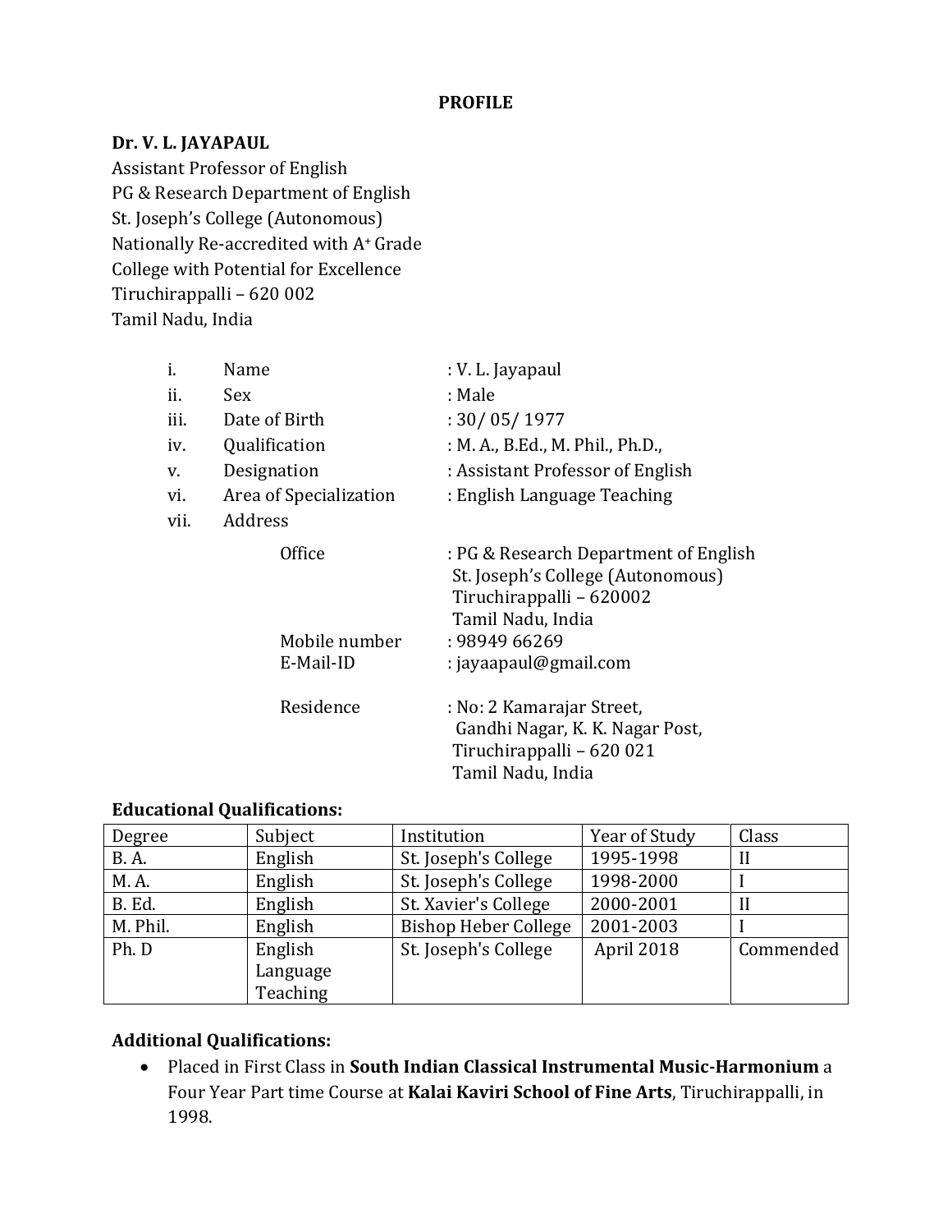# PROFILE

**Dr. V. L. JAYAPAUL**
Assistant Professor of English
PG & Research Department of English
St. Joseph's College (Autonomous)
Nationally Re-accredited with A+ Grade
College with Potential for Excellence
Tiruchirappalli – 620 002
Tamil Nadu, India

i. Name : V. L. Jayapaul
ii. Sex : Male
iii. Date of Birth : 30/ 05/ 1977
iv. Qualification : M. A., B.Ed., M. Phil., Ph.D.,
v. Designation : Assistant Professor of English
vi. Area of Specialization : English Language Teaching
vii. Address

Office : PG & Research Department of English
St. Joseph's College (Autonomous)
Tiruchirappalli – 620002
Tamil Nadu, India

Mobile number : 98949 66269
E-Mail-ID : jayaapaul@gmail.com

Residence : No: 2 Kamarajar Street,
Gandhi Nagar, K. K. Nagar Post,
Tiruchirappalli – 620 021
Tamil Nadu, India

**Educational Qualifications:**

| Degree | Subject | Institution | Year of Study | Class |
|---|---|---|---|---|
| B. A. | English | St. Joseph's College | 1995-1998 | II |
| M. A. | English | St. Joseph's College | 1998-2000 | I |
| B. Ed. | English | St. Xavier's College | 2000-2001 | II |
| M. Phil. | English | Bishop Heber College | 2001-2003 | I |
| Ph. D | English Language Teaching | St. Joseph's College | April 2018 | Commended |

**Additional Qualifications:**

- Placed in First Class in **South Indian Classical Instrumental Music-Harmonium** a Four Year Part time Course at **Kalai Kaviri School of Fine Arts**, Tiruchirappalli, in 1998.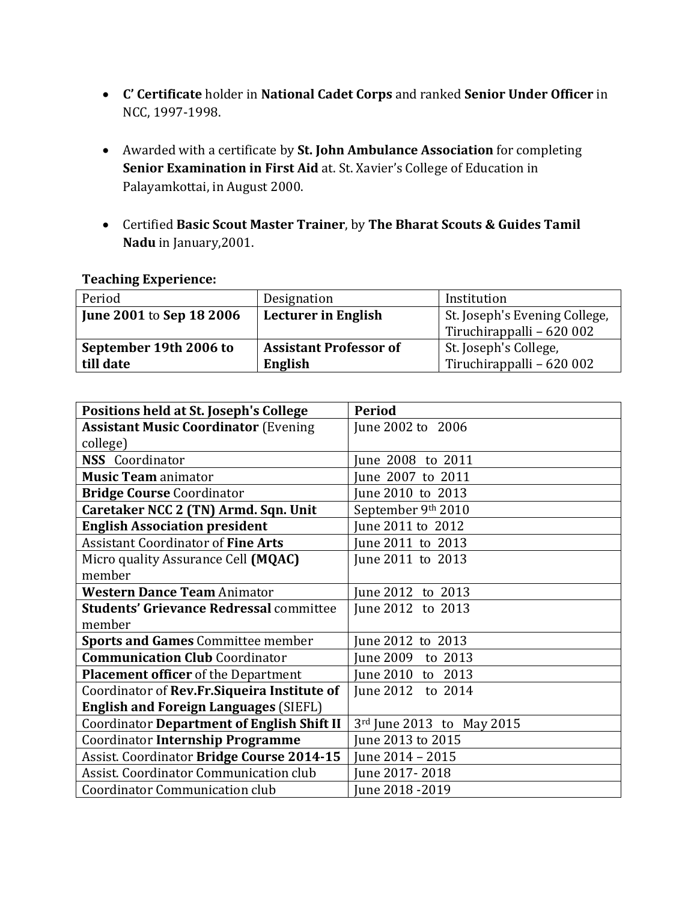- **C' Certificate** holder in **National Cadet Corps** and ranked **Senior Under Officer** in NCC, 1997-1998.

- Awarded with a certificate by **St. John Ambulance Association** for completing **Senior Examination in First Aid** at. St. Xavier's College of Education in Palayamkottai, in August 2000.

- Certified **Basic Scout Master Trainer**, by **The Bharat Scouts & Guides Tamil Nadu** in January,2001.

**Teaching Experience:**

| Period | Designation | Institution |
|---|---|---|
| **June 2001** to **Sep 18 2006** | **Lecturer in English** | St. Joseph's Evening College, Tiruchirappalli – 620 002 |
| **September 19th 2006 to till date** | **Assistant Professor of English** | St. Joseph's College, Tiruchirappalli – 620 002 |

| **Positions held at St. Joseph's College** | **Period** |
|---|---|
| **Assistant Music Coordinator** (Evening college) | June 2002 to 2006 |
| **NSS** Coordinator | June 2008 to 2011 |
| **Music Team** animator | June 2007 to 2011 |
| **Bridge Course** Coordinator | June 2010 to 2013 |
| **Caretaker NCC 2 (TN) Armd. Sqn. Unit** | September 9th 2010 |
| **English Association president** | June 2011 to 2012 |
| Assistant Coordinator of **Fine Arts** | June 2011 to 2013 |
| Micro quality Assurance Cell **(MQAC)** member | June 2011 to 2013 |
| **Western Dance Team** Animator | June 2012 to 2013 |
| **Students' Grievance Redressal** committee member | June 2012 to 2013 |
| **Sports and Games** Committee member | June 2012 to 2013 |
| **Communication Club** Coordinator | June 2009 to 2013 |
| **Placement officer** of the Department | June 2010 to 2013 |
| Coordinator of **Rev.Fr.Siqueira Institute of English and Foreign Languages** (SIEFL) | June 2012 to 2014 |
| Coordinator **Department of English Shift II** | 3rd June 2013 to May 2015 |
| Coordinator **Internship Programme** | June 2013 to 2015 |
| Assist. Coordinator **Bridge Course 2014-15** | June 2014 – 2015 |
| Assist. Coordinator Communication club | June 2017- 2018 |
| Coordinator Communication club | June 2018 -2019 |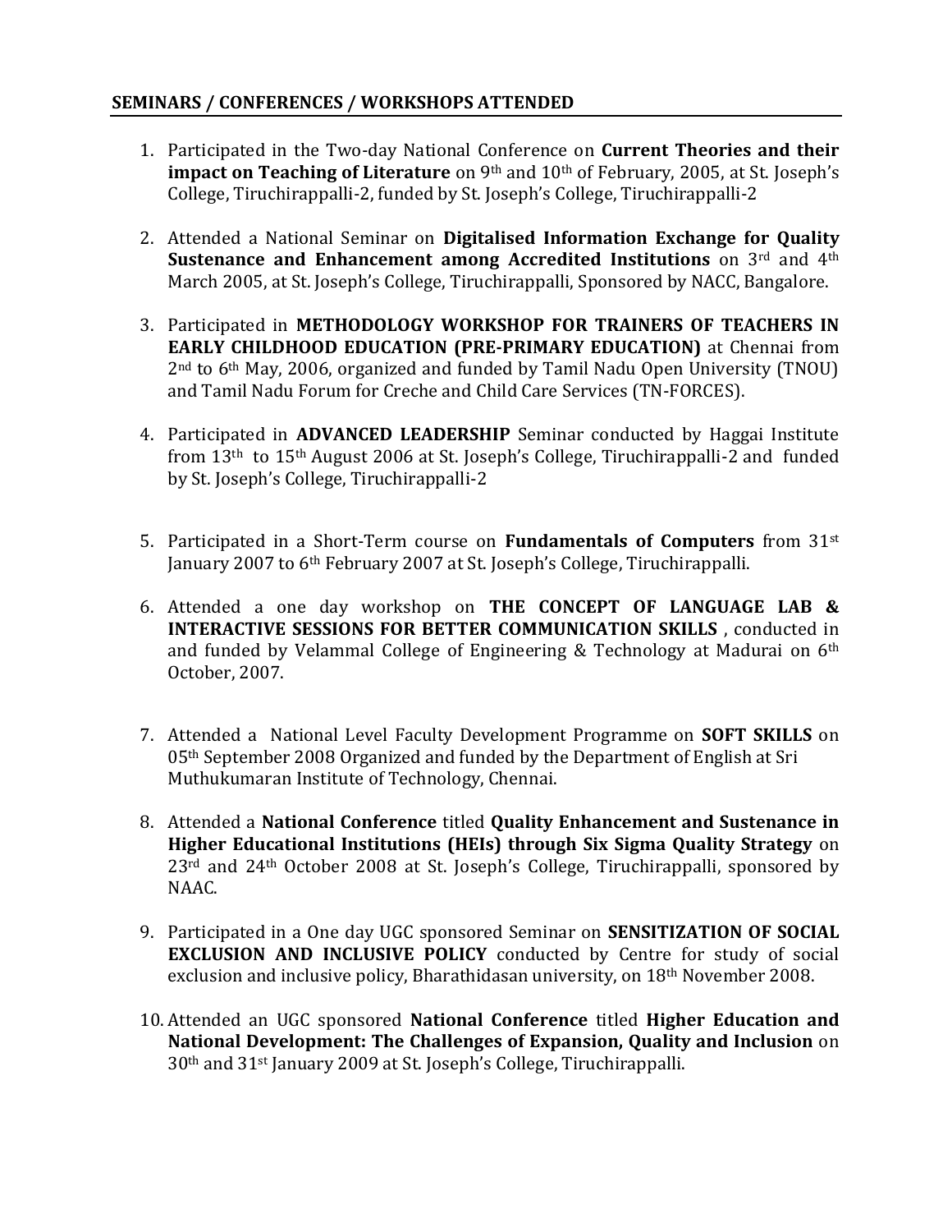## SEMINARS / CONFERENCES / WORKSHOPS ATTENDED

1. Participated in the Two-day National Conference on **Current Theories and their impact on Teaching of Literature** on 9th and 10th of February, 2005, at St. Joseph's College, Tiruchirappalli-2, funded by St. Joseph's College, Tiruchirappalli-2

2. Attended a National Seminar on **Digitalised Information Exchange for Quality Sustenance and Enhancement among Accredited Institutions** on 3rd and 4th March 2005, at St. Joseph's College, Tiruchirappalli, Sponsored by NACC, Bangalore.

3. Participated in **METHODOLOGY WORKSHOP FOR TRAINERS OF TEACHERS IN EARLY CHILDHOOD EDUCATION (PRE-PRIMARY EDUCATION)** at Chennai from 2nd to 6th May, 2006, organized and funded by Tamil Nadu Open University (TNOU) and Tamil Nadu Forum for Creche and Child Care Services (TN-FORCES).

4. Participated in **ADVANCED LEADERSHIP** Seminar conducted by Haggai Institute from 13th to 15th August 2006 at St. Joseph's College, Tiruchirappalli-2 and funded by St. Joseph's College, Tiruchirappalli-2

5. Participated in a Short-Term course on **Fundamentals of Computers** from 31st January 2007 to 6th February 2007 at St. Joseph's College, Tiruchirappalli.

6. Attended a one day workshop on **THE CONCEPT OF LANGUAGE LAB & INTERACTIVE SESSIONS FOR BETTER COMMUNICATION SKILLS** , conducted in and funded by Velammal College of Engineering & Technology at Madurai on 6th October, 2007.

7. Attended a National Level Faculty Development Programme on **SOFT SKILLS** on 05th September 2008 Organized and funded by the Department of English at Sri Muthukumaran Institute of Technology, Chennai.

8. Attended a **National Conference** titled **Quality Enhancement and Sustenance in Higher Educational Institutions (HEIs) through Six Sigma Quality Strategy** on 23rd and 24th October 2008 at St. Joseph's College, Tiruchirappalli, sponsored by NAAC.

9. Participated in a One day UGC sponsored Seminar on **SENSITIZATION OF SOCIAL EXCLUSION AND INCLUSIVE POLICY** conducted by Centre for study of social exclusion and inclusive policy, Bharathidasan university, on 18th November 2008.

10. Attended an UGC sponsored **National Conference** titled **Higher Education and National Development: The Challenges of Expansion, Quality and Inclusion** on 30th and 31st January 2009 at St. Joseph's College, Tiruchirappalli.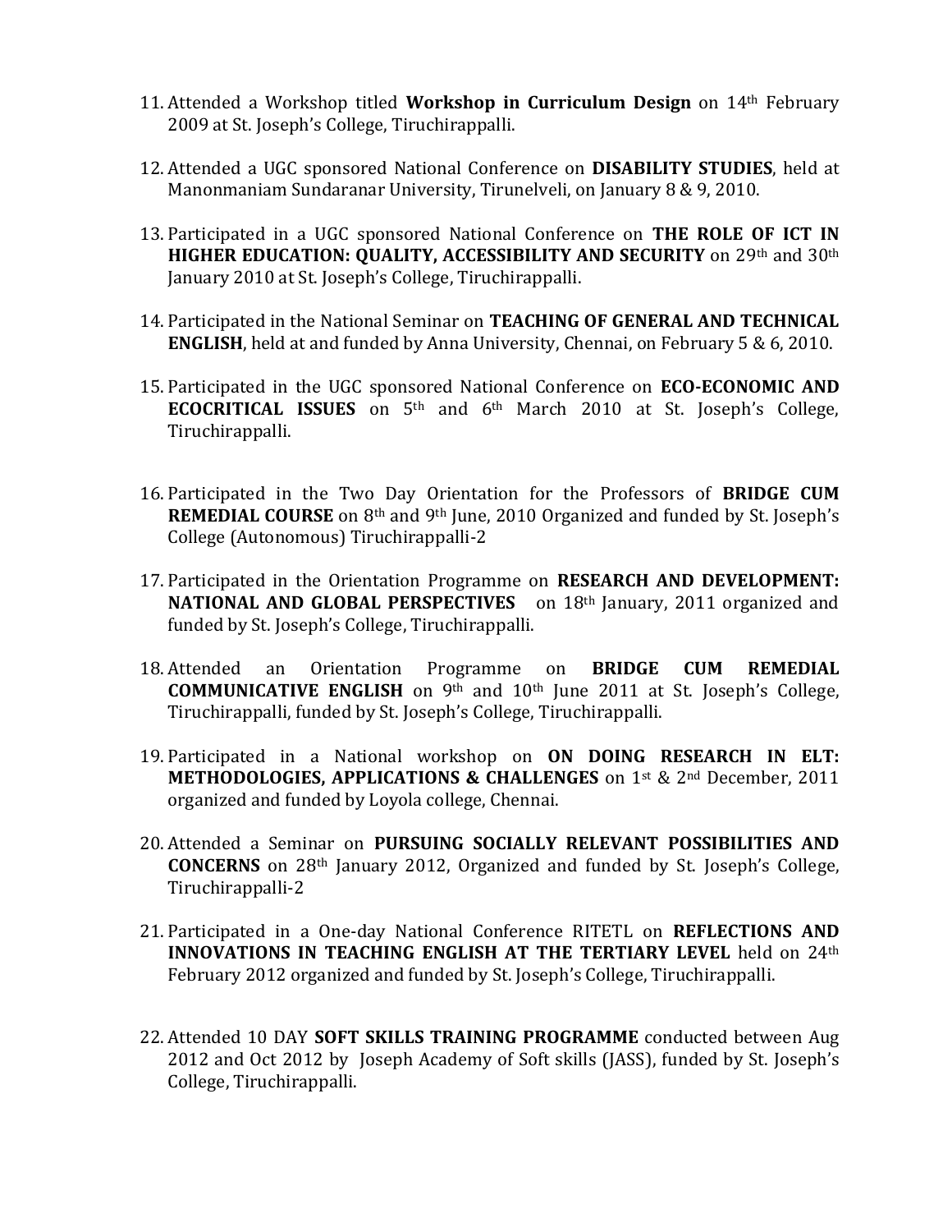11. Attended a Workshop titled **Workshop in Curriculum Design** on 14th February 2009 at St. Joseph's College, Tiruchirappalli.

12. Attended a UGC sponsored National Conference on **DISABILITY STUDIES**, held at Manonmaniam Sundaranar University, Tirunelveli, on January 8 & 9, 2010.

13. Participated in a UGC sponsored National Conference on **THE ROLE OF ICT IN HIGHER EDUCATION: QUALITY, ACCESSIBILITY AND SECURITY** on 29th and 30th January 2010 at St. Joseph's College, Tiruchirappalli.

14. Participated in the National Seminar on **TEACHING OF GENERAL AND TECHNICAL ENGLISH**, held at and funded by Anna University, Chennai, on February 5 & 6, 2010.

15. Participated in the UGC sponsored National Conference on **ECO-ECONOMIC AND ECOCRITICAL ISSUES** on 5th and 6th March 2010 at St. Joseph's College, Tiruchirappalli.

16. Participated in the Two Day Orientation for the Professors of **BRIDGE CUM REMEDIAL COURSE** on 8th and 9th June, 2010 Organized and funded by St. Joseph's College (Autonomous) Tiruchirappalli-2

17. Participated in the Orientation Programme on **RESEARCH AND DEVELOPMENT: NATIONAL AND GLOBAL PERSPECTIVES** on 18th January, 2011 organized and funded by St. Joseph's College, Tiruchirappalli.

18. Attended an Orientation Programme on **BRIDGE CUM REMEDIAL COMMUNICATIVE ENGLISH** on 9th and 10th June 2011 at St. Joseph's College, Tiruchirappalli, funded by St. Joseph's College, Tiruchirappalli.

19. Participated in a National workshop on **ON DOING RESEARCH IN ELT: METHODOLOGIES, APPLICATIONS & CHALLENGES** on 1st & 2nd December, 2011 organized and funded by Loyola college, Chennai.

20. Attended a Seminar on **PURSUING SOCIALLY RELEVANT POSSIBILITIES AND CONCERNS** on 28th January 2012, Organized and funded by St. Joseph's College, Tiruchirappalli-2

21. Participated in a One-day National Conference RITETL on **REFLECTIONS AND INNOVATIONS IN TEACHING ENGLISH AT THE TERTIARY LEVEL** held on 24th February 2012 organized and funded by St. Joseph's College, Tiruchirappalli.

22. Attended 10 DAY **SOFT SKILLS TRAINING PROGRAMME** conducted between Aug 2012 and Oct 2012 by Joseph Academy of Soft skills (JASS), funded by St. Joseph's College, Tiruchirappalli.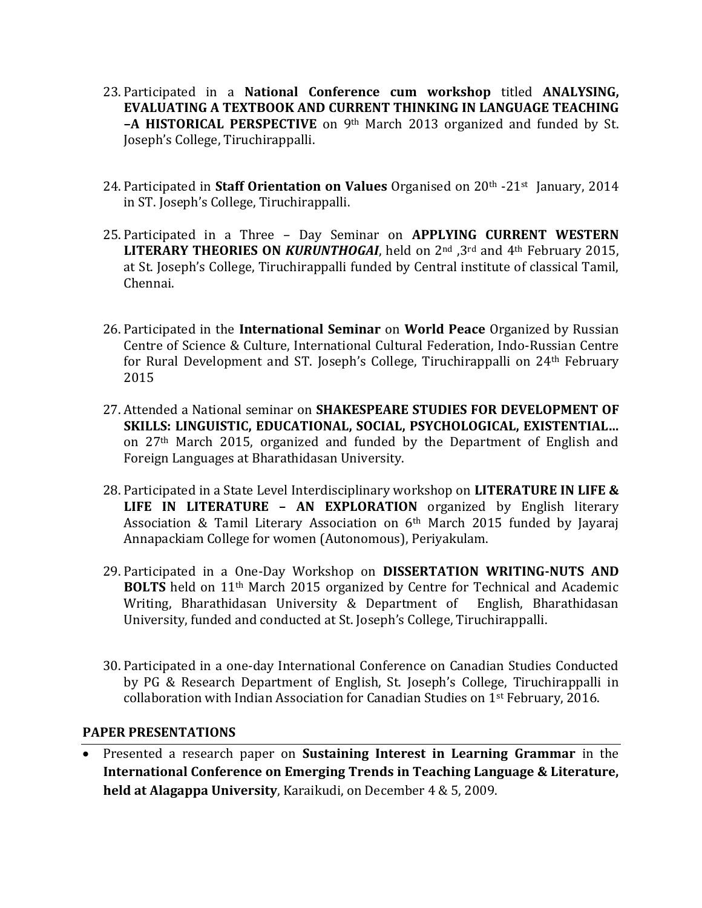23. Participated in a **National Conference cum workshop** titled **ANALYSING, EVALUATING A TEXTBOOK AND CURRENT THINKING IN LANGUAGE TEACHING –A HISTORICAL PERSPECTIVE** on 9th March 2013 organized and funded by St. Joseph's College, Tiruchirappalli.

24. Participated in **Staff Orientation on Values** Organised on 20th -21st January, 2014 in ST. Joseph's College, Tiruchirappalli.

25. Participated in a Three – Day Seminar on **APPLYING CURRENT WESTERN LITERARY THEORIES ON *KURUNTHOGAI***, held on 2nd ,3rd and 4th February 2015, at St. Joseph's College, Tiruchirappalli funded by Central institute of classical Tamil, Chennai.

26. Participated in the **International Seminar** on **World Peace** Organized by Russian Centre of Science & Culture, International Cultural Federation, Indo-Russian Centre for Rural Development and ST. Joseph's College, Tiruchirappalli on 24th February 2015

27. Attended a National seminar on **SHAKESPEARE STUDIES FOR DEVELOPMENT OF SKILLS: LINGUISTIC, EDUCATIONAL, SOCIAL, PSYCHOLOGICAL, EXISTENTIAL…** on 27th March 2015, organized and funded by the Department of English and Foreign Languages at Bharathidasan University.

28. Participated in a State Level Interdisciplinary workshop on **LITERATURE IN LIFE & LIFE IN LITERATURE – AN EXPLORATION** organized by English literary Association & Tamil Literary Association on 6th March 2015 funded by Jayaraj Annapackiam College for women (Autonomous), Periyakulam.

29. Participated in a One-Day Workshop on **DISSERTATION WRITING-NUTS AND BOLTS** held on 11th March 2015 organized by Centre for Technical and Academic Writing, Bharathidasan University & Department of English, Bharathidasan University, funded and conducted at St. Joseph's College, Tiruchirappalli.

30. Participated in a one-day International Conference on Canadian Studies Conducted by PG & Research Department of English, St. Joseph's College, Tiruchirappalli in collaboration with Indian Association for Canadian Studies on 1st February, 2016.

## PAPER PRESENTATIONS

- Presented a research paper on **Sustaining Interest in Learning Grammar** in the **International Conference on Emerging Trends in Teaching Language & Literature, held at Alagappa University**, Karaikudi, on December 4 & 5, 2009.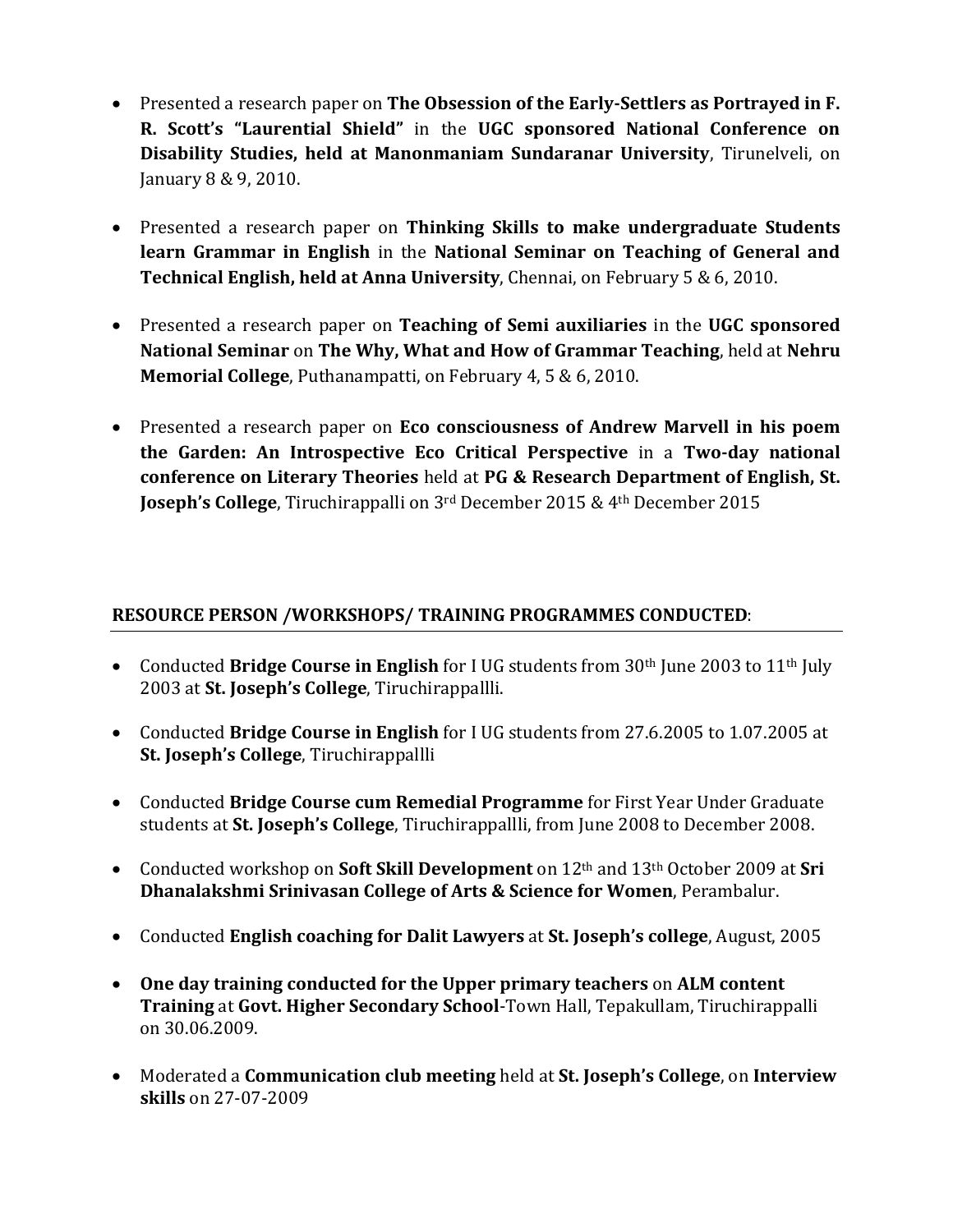- Presented a research paper on **The Obsession of the Early-Settlers as Portrayed in F. R. Scott's "Laurential Shield"** in the **UGC sponsored National Conference on Disability Studies, held at Manonmaniam Sundaranar University**, Tirunelveli, on January 8 & 9, 2010.

- Presented a research paper on **Thinking Skills to make undergraduate Students learn Grammar in English** in the **National Seminar on Teaching of General and Technical English, held at Anna University**, Chennai, on February 5 & 6, 2010.

- Presented a research paper on **Teaching of Semi auxiliaries** in the **UGC sponsored National Seminar** on **The Why, What and How of Grammar Teaching**, held at **Nehru Memorial College**, Puthanampatti, on February 4, 5 & 6, 2010.

- Presented a research paper on **Eco consciousness of Andrew Marvell in his poem the Garden: An Introspective Eco Critical Perspective** in a **Two-day national conference on Literary Theories** held at **PG & Research Department of English, St. Joseph's College**, Tiruchirappalli on 3rd December 2015 & 4th December 2015

## RESOURCE PERSON /WORKSHOPS/ TRAINING PROGRAMMES CONDUCTED:

- Conducted **Bridge Course in English** for I UG students from 30th June 2003 to 11th July 2003 at **St. Joseph's College**, Tiruchirappallli.

- Conducted **Bridge Course in English** for I UG students from 27.6.2005 to 1.07.2005 at **St. Joseph's College**, Tiruchirappallli

- Conducted **Bridge Course cum Remedial Programme** for First Year Under Graduate students at **St. Joseph's College**, Tiruchirappallli, from June 2008 to December 2008.

- Conducted workshop on **Soft Skill Development** on 12th and 13th October 2009 at **Sri Dhanalakshmi Srinivasan College of Arts & Science for Women**, Perambalur.

- Conducted **English coaching for Dalit Lawyers** at **St. Joseph's college**, August, 2005

- **One day training conducted for the Upper primary teachers** on **ALM content Training** at **Govt. Higher Secondary School**-Town Hall, Tepakullam, Tiruchirappalli on 30.06.2009.

- Moderated a **Communication club meeting** held at **St. Joseph's College**, on **Interview skills** on 27-07-2009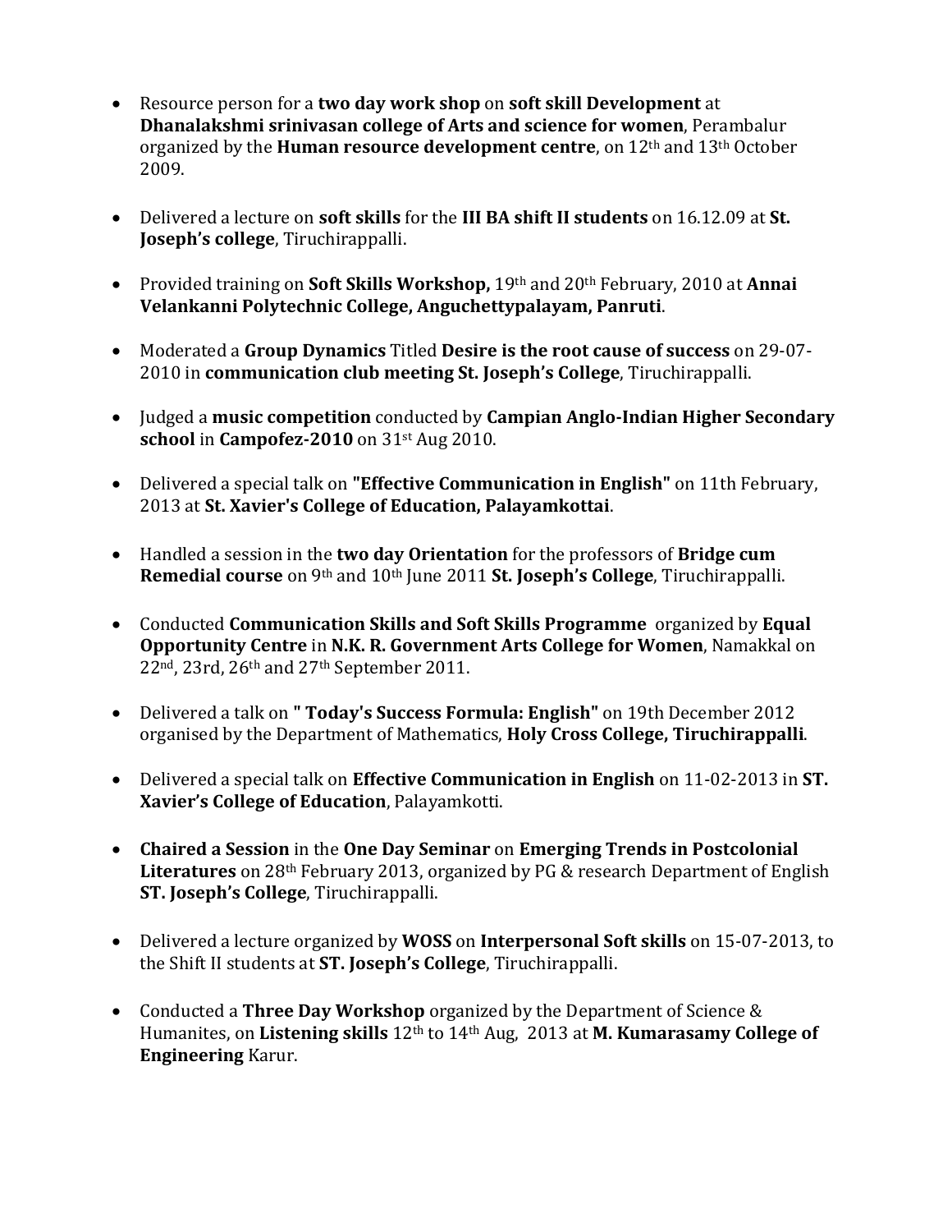- Resource person for a **two day work shop** on **soft skill Development** at **Dhanalakshmi srinivasan college of Arts and science for women**, Perambalur organized by the **Human resource development centre**, on 12th and 13th October 2009.

- Delivered a lecture on **soft skills** for the **III BA shift II students** on 16.12.09 at **St. Joseph's college**, Tiruchirappalli.

- Provided training on **Soft Skills Workshop,** 19th and 20th February, 2010 at **Annai Velankanni Polytechnic College, Anguchettypalayam, Panruti**.

- Moderated a **Group Dynamics** Titled **Desire is the root cause of success** on 29-07-2010 in **communication club meeting St. Joseph's College**, Tiruchirappalli.

- Judged a **music competition** conducted by **Campian Anglo-Indian Higher Secondary school** in **Campofez-2010** on 31st Aug 2010.

- Delivered a special talk on **"Effective Communication in English"** on 11th February, 2013 at **St. Xavier's College of Education, Palayamkottai**.

- Handled a session in the **two day Orientation** for the professors of **Bridge cum Remedial course** on 9th and 10th June 2011 **St. Joseph's College**, Tiruchirappalli.

- Conducted **Communication Skills and Soft Skills Programme** organized by **Equal Opportunity Centre** in **N.K. R. Government Arts College for Women**, Namakkal on 22nd, 23rd, 26th and 27th September 2011.

- Delivered a talk on **" Today's Success Formula: English"** on 19th December 2012 organised by the Department of Mathematics, **Holy Cross College, Tiruchirappalli**.

- Delivered a special talk on **Effective Communication in English** on 11-02-2013 in **ST. Xavier's College of Education**, Palayamkotti.

- **Chaired a Session** in the **One Day Seminar** on **Emerging Trends in Postcolonial Literatures** on 28th February 2013, organized by PG & research Department of English **ST. Joseph's College**, Tiruchirappalli.

- Delivered a lecture organized by **WOSS** on **Interpersonal Soft skills** on 15-07-2013, to the Shift II students at **ST. Joseph's College**, Tiruchirappalli.

- Conducted a **Three Day Workshop** organized by the Department of Science & Humanites, on **Listening skills** 12th to 14th Aug, 2013 at **M. Kumarasamy College of Engineering** Karur.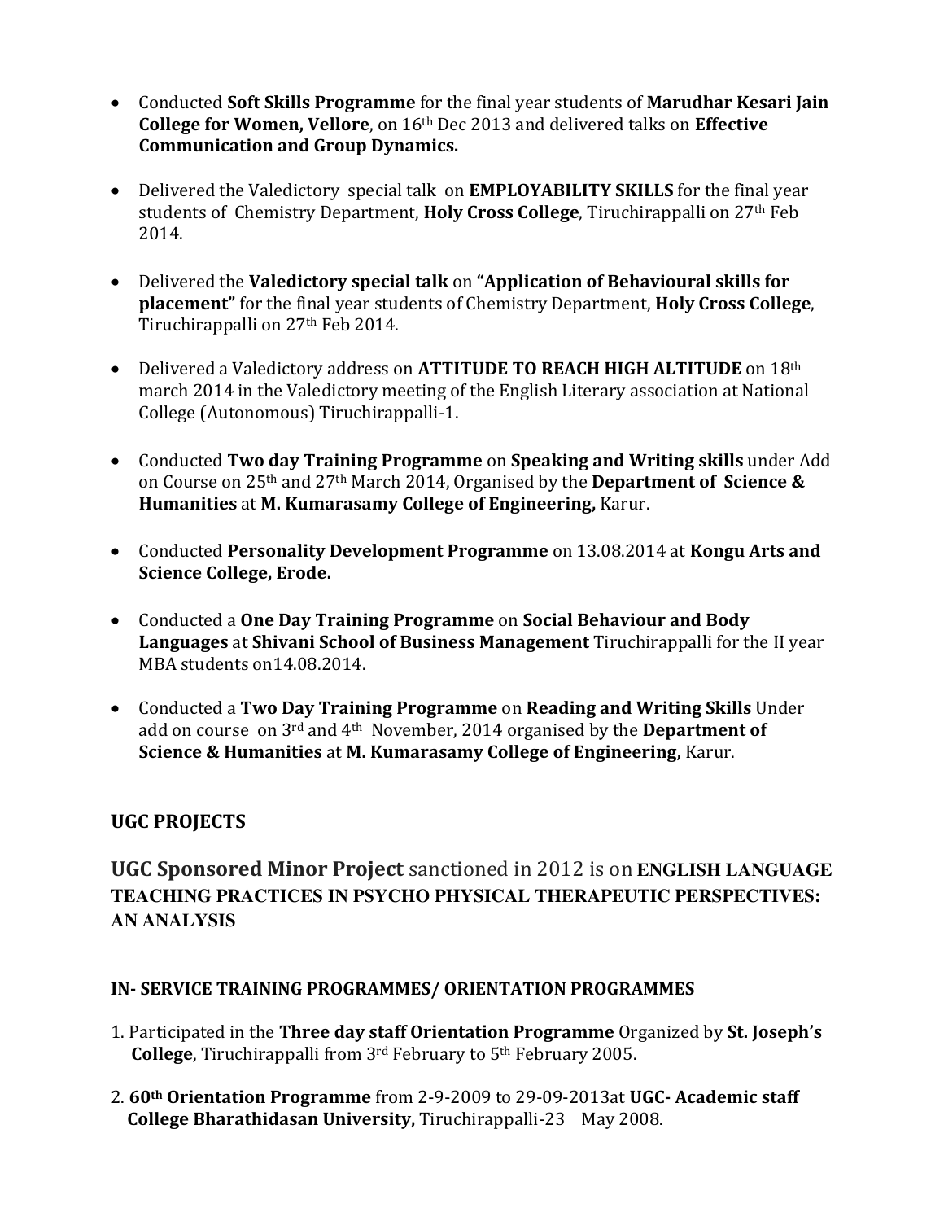- Conducted **Soft Skills Programme** for the final year students of **Marudhar Kesari Jain College for Women, Vellore**, on 16th Dec 2013 and delivered talks on **Effective Communication and Group Dynamics.**

- Delivered the Valedictory special talk on **EMPLOYABILITY SKILLS** for the final year students of Chemistry Department, **Holy Cross College**, Tiruchirappalli on 27th Feb 2014.

- Delivered the **Valedictory special talk** on **"Application of Behavioural skills for placement"** for the final year students of Chemistry Department, **Holy Cross College**, Tiruchirappalli on 27th Feb 2014.

- Delivered a Valedictory address on **ATTITUDE TO REACH HIGH ALTITUDE** on 18th march 2014 in the Valedictory meeting of the English Literary association at National College (Autonomous) Tiruchirappalli-1.

- Conducted **Two day Training Programme** on **Speaking and Writing skills** under Add on Course on 25th and 27th March 2014, Organised by the **Department of Science & Humanities** at **M. Kumarasamy College of Engineering,** Karur.

- Conducted **Personality Development Programme** on 13.08.2014 at **Kongu Arts and Science College, Erode.**

- Conducted a **One Day Training Programme** on **Social Behaviour and Body Languages** at **Shivani School of Business Management** Tiruchirappalli for the II year MBA students on14.08.2014.

- Conducted a **Two Day Training Programme** on **Reading and Writing Skills** Under add on course on 3rd and 4th November, 2014 organised by the **Department of Science & Humanities** at **M. Kumarasamy College of Engineering,** Karur.

## UGC PROJECTS

**UGC Sponsored Minor Project** sanctioned in 2012 is on **ENGLISH LANGUAGE TEACHING PRACTICES IN PSYCHO PHYSICAL THERAPEUTIC PERSPECTIVES: AN ANALYSIS**

### IN- SERVICE TRAINING PROGRAMMES/ ORIENTATION PROGRAMMES

1. Participated in the **Three day staff Orientation Programme** Organized by **St. Joseph's College**, Tiruchirappalli from 3rd February to 5th February 2005.

2. **60th Orientation Programme** from 2-9-2009 to 29-09-2013at **UGC- Academic staff College Bharathidasan University,** Tiruchirappalli-23 May 2008.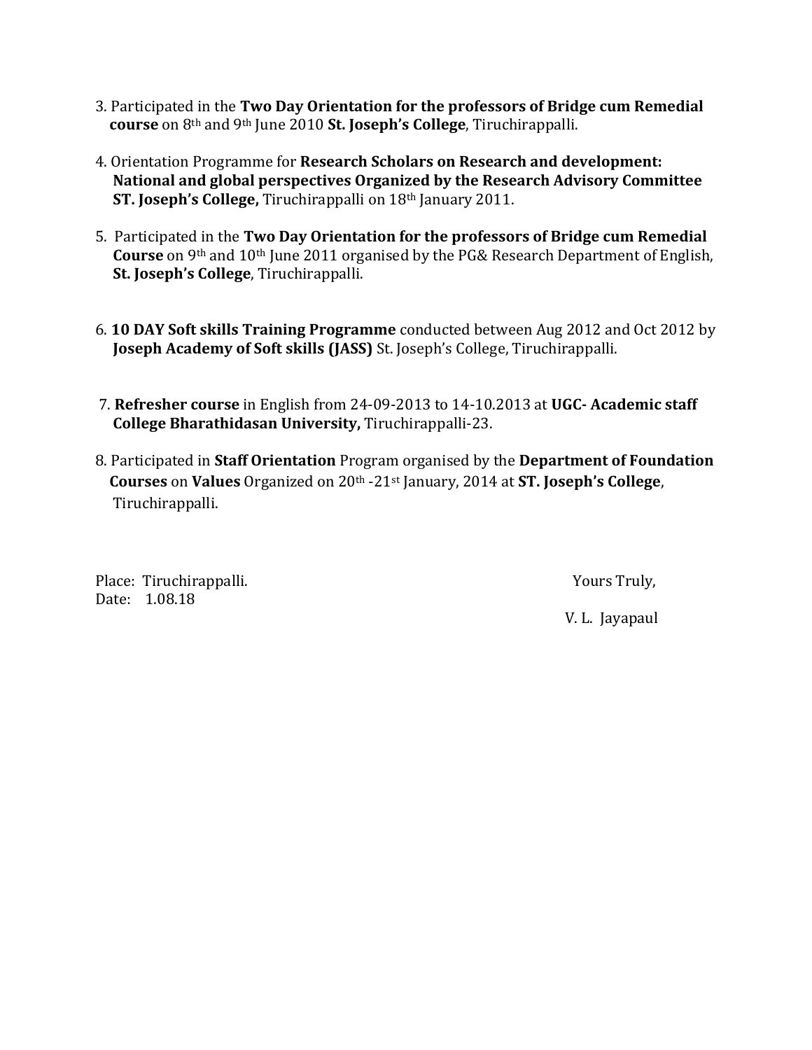3. Participated in the **Two Day Orientation for the professors of Bridge cum Remedial course** on 8th and 9th June 2010 **St. Joseph's College**, Tiruchirappalli.

4. Orientation Programme for **Research Scholars on Research and development: National and global perspectives Organized by the Research Advisory Committee ST. Joseph's College,** Tiruchirappalli on 18th January 2011.

5. Participated in the **Two Day Orientation for the professors of Bridge cum Remedial Course** on 9th and 10th June 2011 organised by the PG& Research Department of English, **St. Joseph's College**, Tiruchirappalli.

6. **10 DAY Soft skills Training Programme** conducted between Aug 2012 and Oct 2012 by **Joseph Academy of Soft skills (JASS)** St. Joseph's College, Tiruchirappalli.

7. **Refresher course** in English from 24-09-2013 to 14-10.2013 at **UGC- Academic staff College Bharathidasan University,** Tiruchirappalli-23.

8. Participated in **Staff Orientation** Program organised by the **Department of Foundation Courses** on **Values** Organized on 20th -21st January, 2014 at **ST. Joseph's College**, Tiruchirappalli.

Place: Tiruchirappalli.
Date: 1.08.18

Yours Truly,

V. L. Jayapaul